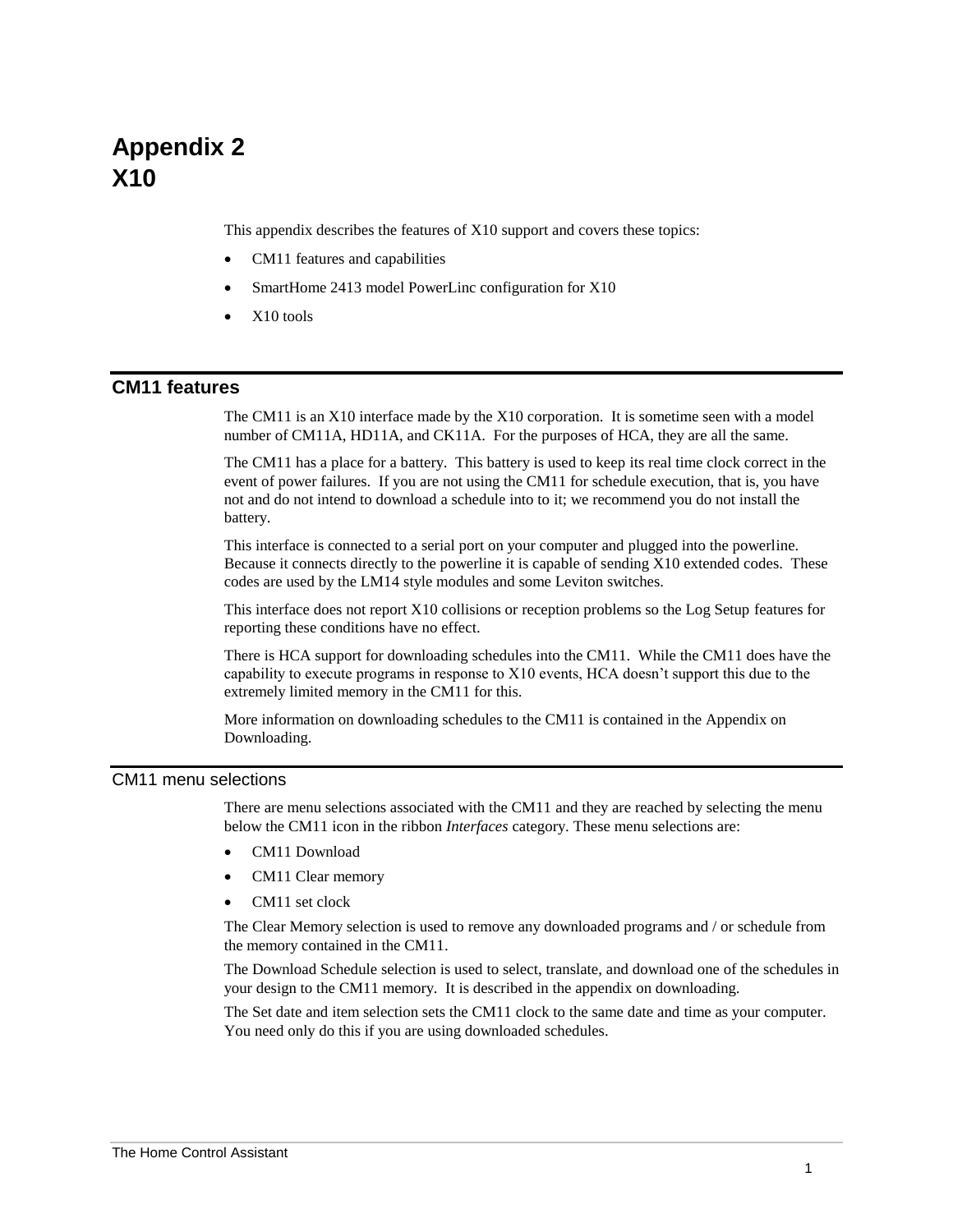# Appendix 2
# X10

This appendix describes the features of X10 support and covers these topics:

- CM11 features and capabilities
- SmartHome 2413 model PowerLinc configuration for X10
- X10 tools

## CM11 features

The CM11 is an X10 interface made by the X10 corporation. It is sometime seen with a model number of CM11A, HD11A, and CK11A. For the purposes of HCA, they are all the same.

The CM11 has a place for a battery. This battery is used to keep its real time clock correct in the event of power failures. If you are not using the CM11 for schedule execution, that is, you have not and do not intend to download a schedule into to it; we recommend you do not install the battery.

This interface is connected to a serial port on your computer and plugged into the powerline. Because it connects directly to the powerline it is capable of sending X10 extended codes. These codes are used by the LM14 style modules and some Leviton switches.

This interface does not report X10 collisions or reception problems so the Log Setup features for reporting these conditions have no effect.

There is HCA support for downloading schedules into the CM11. While the CM11 does have the capability to execute programs in response to X10 events, HCA doesn't support this due to the extremely limited memory in the CM11 for this.

More information on downloading schedules to the CM11 is contained in the Appendix on Downloading.

### CM11 menu selections

There are menu selections associated with the CM11 and they are reached by selecting the menu below the CM11 icon in the ribbon *Interfaces* category. These menu selections are:

- CM11 Download
- CM11 Clear memory
- CM11 set clock

The Clear Memory selection is used to remove any downloaded programs and / or schedule from the memory contained in the CM11.

The Download Schedule selection is used to select, translate, and download one of the schedules in your design to the CM11 memory. It is described in the appendix on downloading.

The Set date and item selection sets the CM11 clock to the same date and time as your computer. You need only do this if you are using downloaded schedules.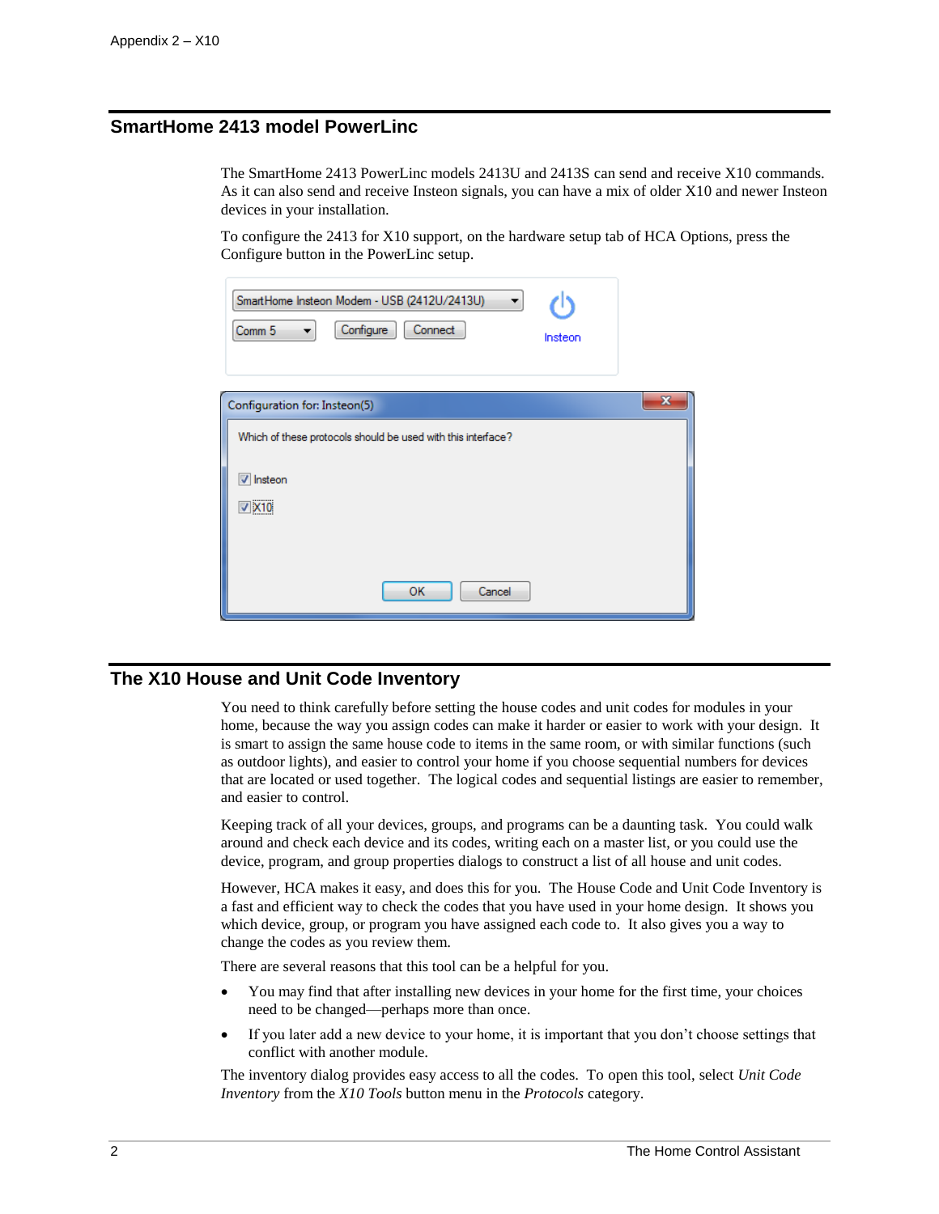## SmartHome 2413 model PowerLinc

The SmartHome 2413 PowerLinc models 2413U and 2413S can send and receive X10 commands. As it can also send and receive Insteon signals, you can have a mix of older X10 and newer Insteon devices in your installation.

To configure the 2413 for X10 support, on the hardware setup tab of HCA Options, press the Configure button in the PowerLinc setup.

## The X10 House and Unit Code Inventory

You need to think carefully before setting the house codes and unit codes for modules in your home, because the way you assign codes can make it harder or easier to work with your design. It is smart to assign the same house code to items in the same room, or with similar functions (such as outdoor lights), and easier to control your home if you choose sequential numbers for devices that are located or used together. The logical codes and sequential listings are easier to remember, and easier to control.

Keeping track of all your devices, groups, and programs can be a daunting task. You could walk around and check each device and its codes, writing each on a master list, or you could use the device, program, and group properties dialogs to construct a list of all house and unit codes.

However, HCA makes it easy, and does this for you. The House Code and Unit Code Inventory is a fast and efficient way to check the codes that you have used in your home design. It shows you which device, group, or program you have assigned each code to. It also gives you a way to change the codes as you review them.

There are several reasons that this tool can be a helpful for you.

- You may find that after installing new devices in your home for the first time, your choices need to be changed—perhaps more than once.
- If you later add a new device to your home, it is important that you don't choose settings that conflict with another module.

The inventory dialog provides easy access to all the codes. To open this tool, select *Unit Code Inventory* from the *X10 Tools* button menu in the *Protocols* category.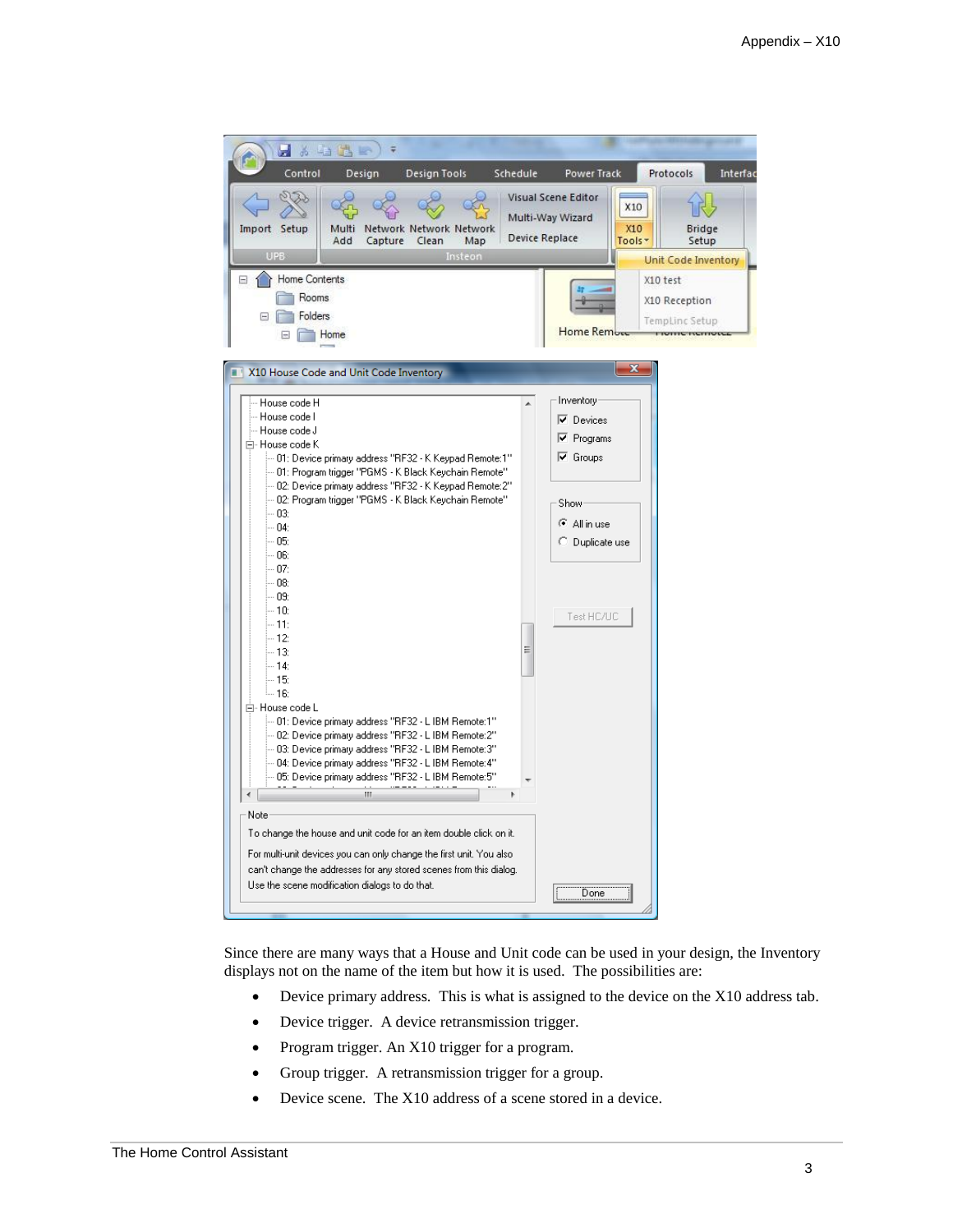Since there are many ways that a House and Unit code can be used in your design, the Inventory displays not on the name of the item but how it is used. The possibilities are:

- Device primary address. This is what is assigned to the device on the X10 address tab.
- Device trigger. A device retransmission trigger.
- Program trigger. An X10 trigger for a program.
- Group trigger. A retransmission trigger for a group.
- Device scene. The X10 address of a scene stored in a device.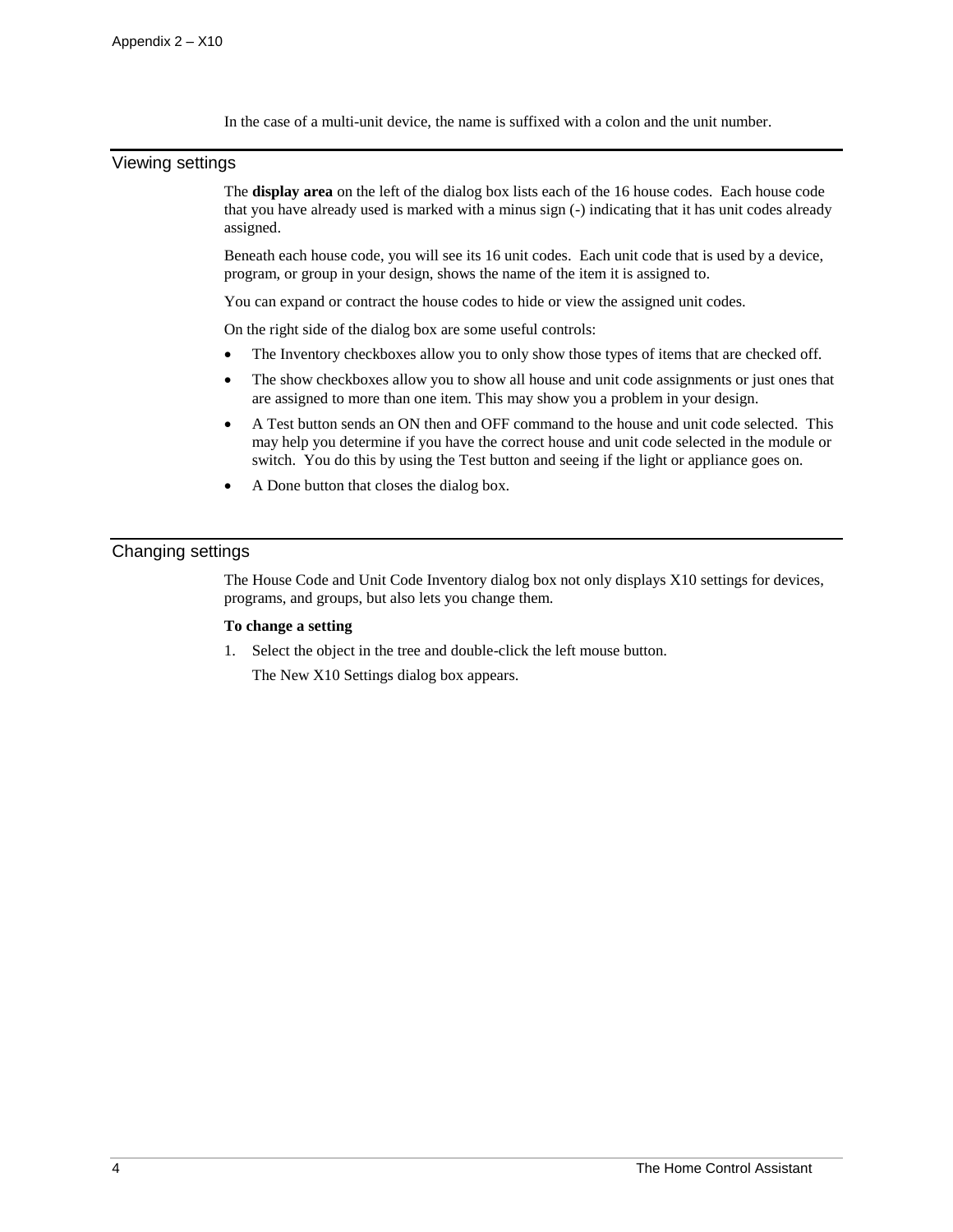In the case of a multi-unit device, the name is suffixed with a colon and the unit number.

## Viewing settings

The **display area** on the left of the dialog box lists each of the 16 house codes. Each house code that you have already used is marked with a minus sign (-) indicating that it has unit codes already assigned.

Beneath each house code, you will see its 16 unit codes. Each unit code that is used by a device, program, or group in your design, shows the name of the item it is assigned to.

You can expand or contract the house codes to hide or view the assigned unit codes.

On the right side of the dialog box are some useful controls:

- The Inventory checkboxes allow you to only show those types of items that are checked off.
- The show checkboxes allow you to show all house and unit code assignments or just ones that are assigned to more than one item. This may show you a problem in your design.
- A Test button sends an ON then and OFF command to the house and unit code selected. This may help you determine if you have the correct house and unit code selected in the module or switch. You do this by using the Test button and seeing if the light or appliance goes on.
- A Done button that closes the dialog box.

## Changing settings

The House Code and Unit Code Inventory dialog box not only displays X10 settings for devices, programs, and groups, but also lets you change them.

**To change a setting**

1. Select the object in the tree and double-click the left mouse button.

   The New X10 Settings dialog box appears.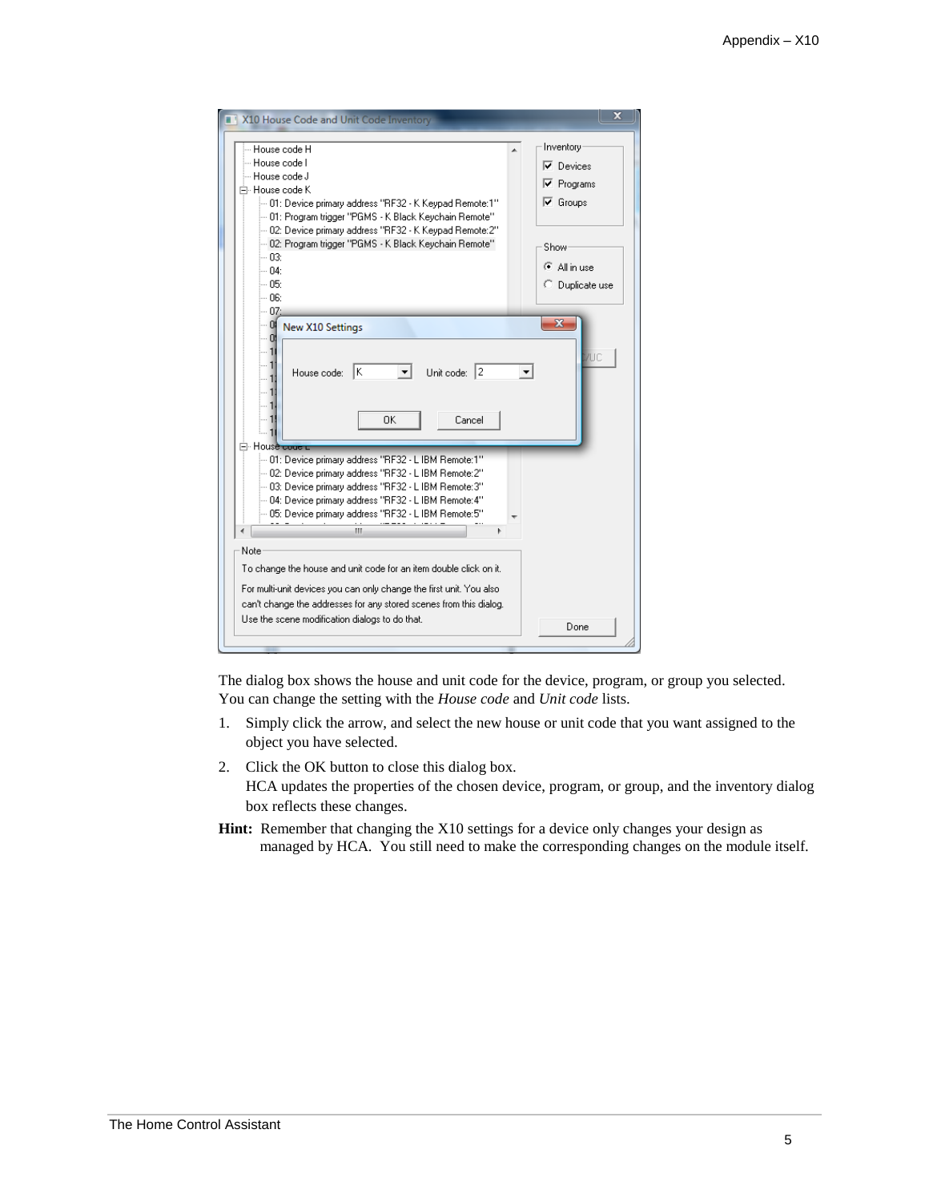The dialog box shows the house and unit code for the device, program, or group you selected. You can change the setting with the *House code* and *Unit code* lists.

1. Simply click the arrow, and select the new house or unit code that you want assigned to the object you have selected.
2. Click the OK button to close this dialog box.
   HCA updates the properties of the chosen device, program, or group, and the inventory dialog box reflects these changes.

**Hint:** Remember that changing the X10 settings for a device only changes your design as managed by HCA. You still need to make the corresponding changes on the module itself.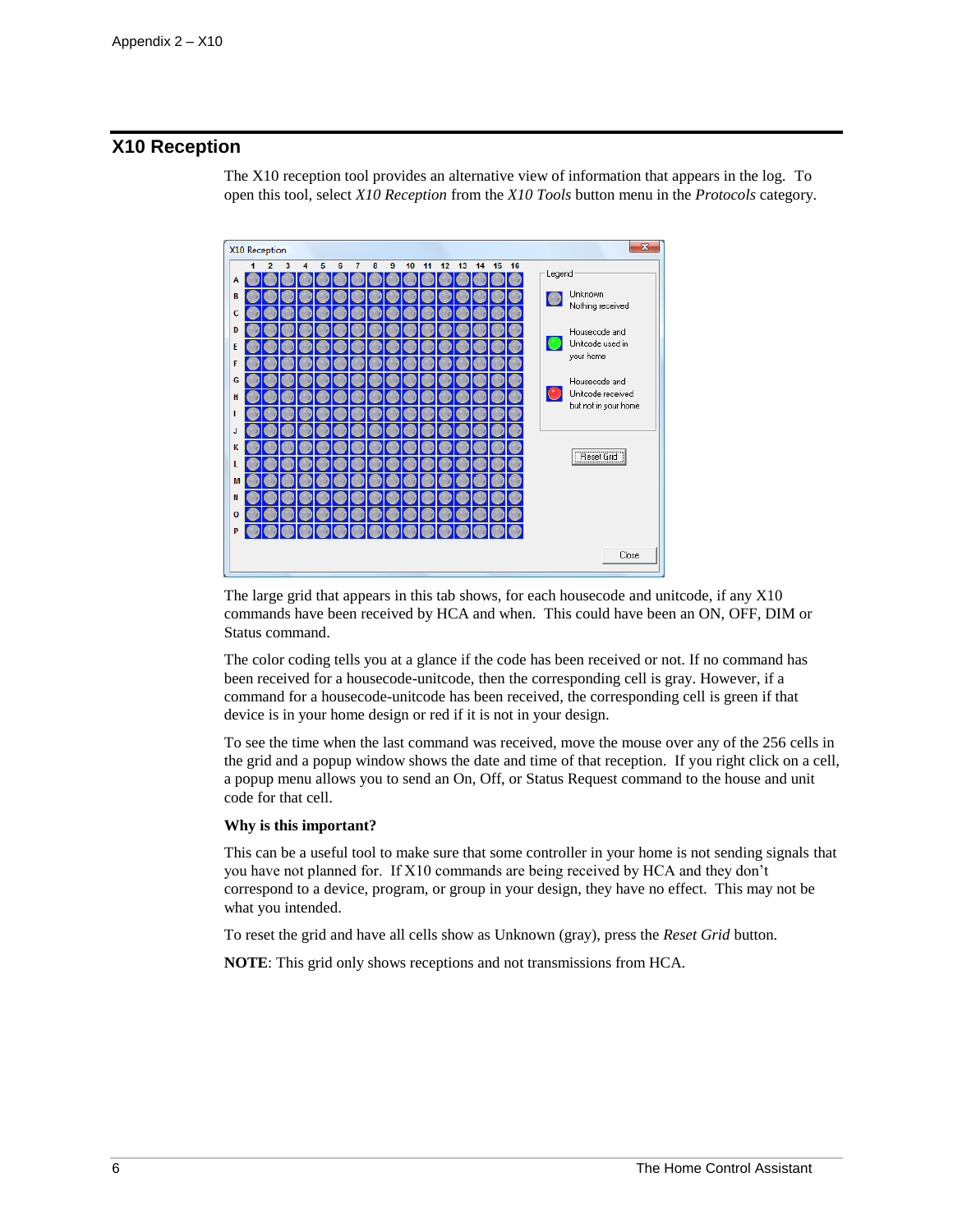## X10 Reception

The X10 reception tool provides an alternative view of information that appears in the log. To open this tool, select *X10 Reception* from the *X10 Tools* button menu in the *Protocols* category.

The large grid that appears in this tab shows, for each housecode and unitcode, if any X10 commands have been received by HCA and when. This could have been an ON, OFF, DIM or Status command.

The color coding tells you at a glance if the code has been received or not. If no command has been received for a housecode-unitcode, then the corresponding cell is gray. However, if a command for a housecode-unitcode has been received, the corresponding cell is green if that device is in your home design or red if it is not in your design.

To see the time when the last command was received, move the mouse over any of the 256 cells in the grid and a popup window shows the date and time of that reception. If you right click on a cell, a popup menu allows you to send an On, Off, or Status Request command to the house and unit code for that cell.

**Why is this important?**

This can be a useful tool to make sure that some controller in your home is not sending signals that you have not planned for. If X10 commands are being received by HCA and they don't correspond to a device, program, or group in your design, they have no effect. This may not be what you intended.

To reset the grid and have all cells show as Unknown (gray), press the *Reset Grid* button.

**NOTE**: This grid only shows receptions and not transmissions from HCA.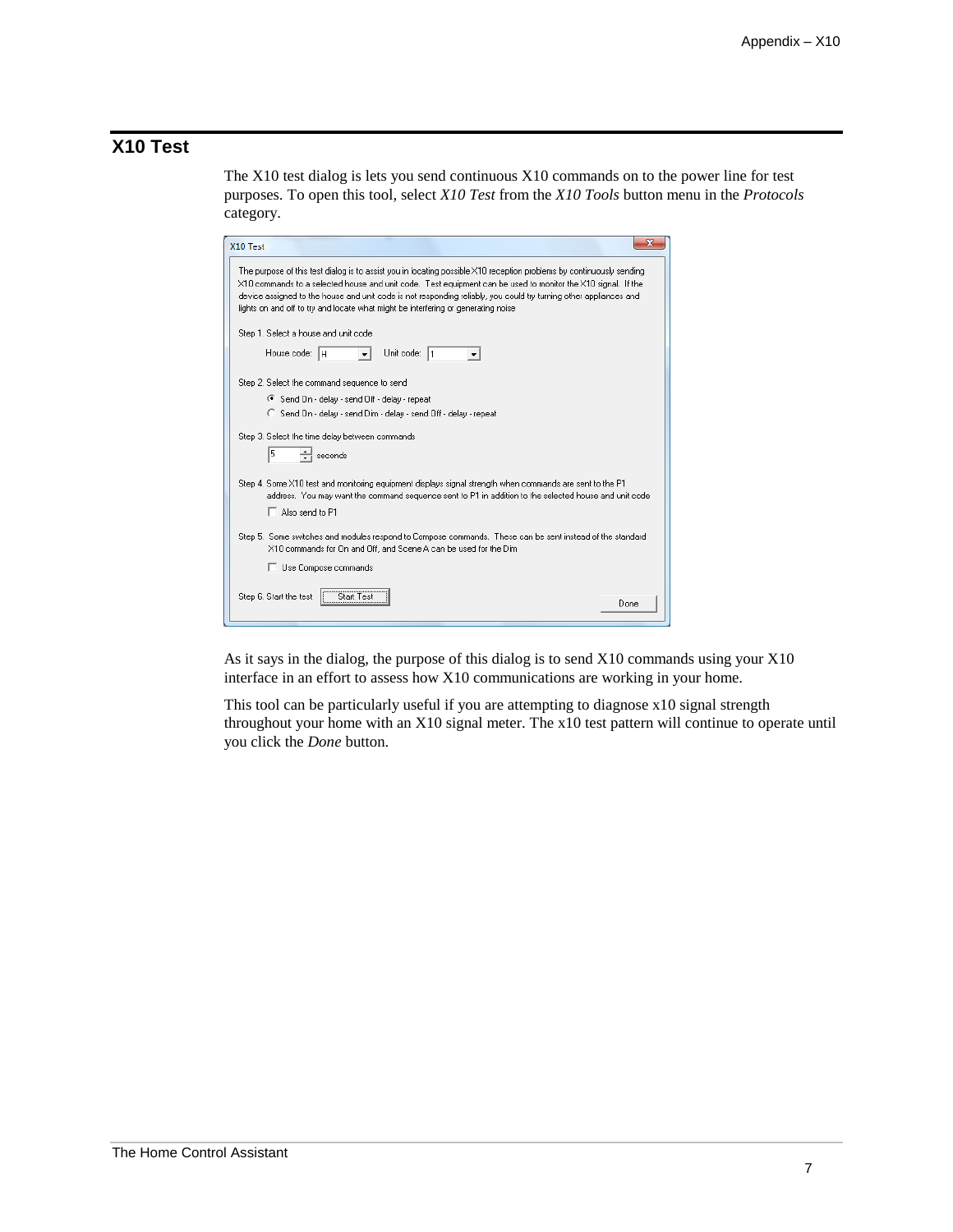## X10 Test

The X10 test dialog is lets you send continuous X10 commands on to the power line for test purposes. To open this tool, select *X10 Test* from the *X10 Tools* button menu in the *Protocols* category.

As it says in the dialog, the purpose of this dialog is to send X10 commands using your X10 interface in an effort to assess how X10 communications are working in your home.

This tool can be particularly useful if you are attempting to diagnose x10 signal strength throughout your home with an X10 signal meter. The x10 test pattern will continue to operate until you click the *Done* button.